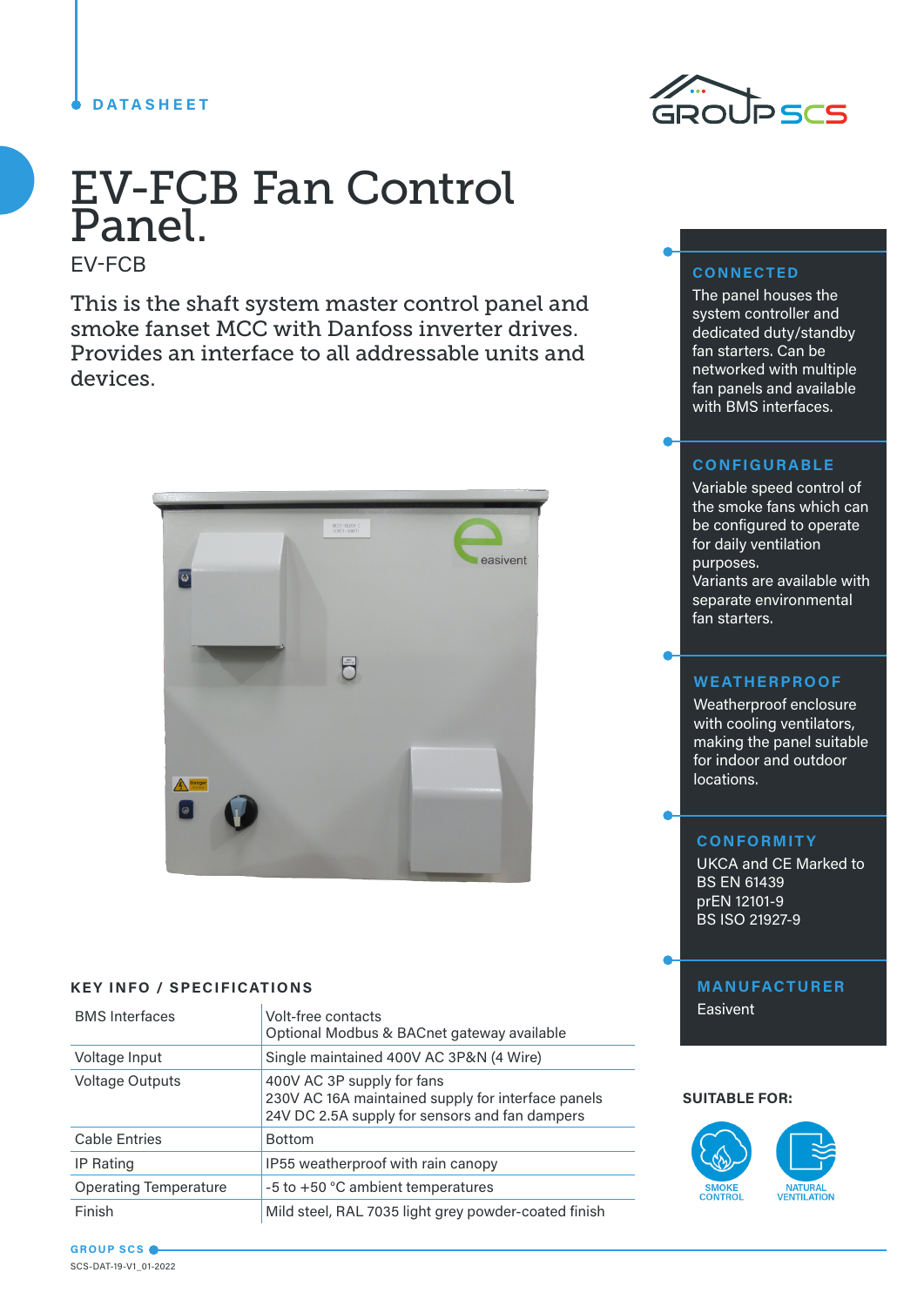DATASHEET

# EV-FCB Fan Control Panel.

EV-FCB

This is the shaft system master control panel and smoke fanset MCC with Danfoss inverter drives. Provides an interface to all addressable units and devices.

## CONNECTED

The panel houses the system controller and dedicated duty/standby fan starters. Can be networked with multiple fan panels and available with BMS interfaces.

## CONFIGURABLE

Variable speed control of the smoke fans which can be configured to operate for daily ventilation purposes.
Variants are available with separate environmental fan starters.

## WEATHERPROOF

Weatherproof enclosure with cooling ventilators, making the panel suitable for indoor and outdoor locations.

## CONFORMITY

UKCA and CE Marked to
BS EN 61439
prEN 12101-9
BS ISO 21927-9

## MANUFACTURER

Easivent

## KEY INFO / SPECIFICATIONS

| | |
|---|---|
| BMS Interfaces | Volt-free contacts<br>Optional Modbus & BACnet gateway available |
| Voltage Input | Single maintained 400V AC 3P&N (4 Wire) |
| Voltage Outputs | 400V AC 3P supply for fans<br>230V AC 16A maintained supply for interface panels<br>24V DC 2.5A supply for sensors and fan dampers |
| Cable Entries | Bottom |
| IP Rating | IP55 weatherproof with rain canopy |
| Operating Temperature | -5 to +50 °C ambient temperatures |
| Finish | Mild steel, RAL 7035 light grey powder-coated finish |

**SUITABLE FOR:**

- SMOKE CONTROL
- NATURAL VENTILATION

GROUP SCS

SCS-DAT-19-V1_01-2022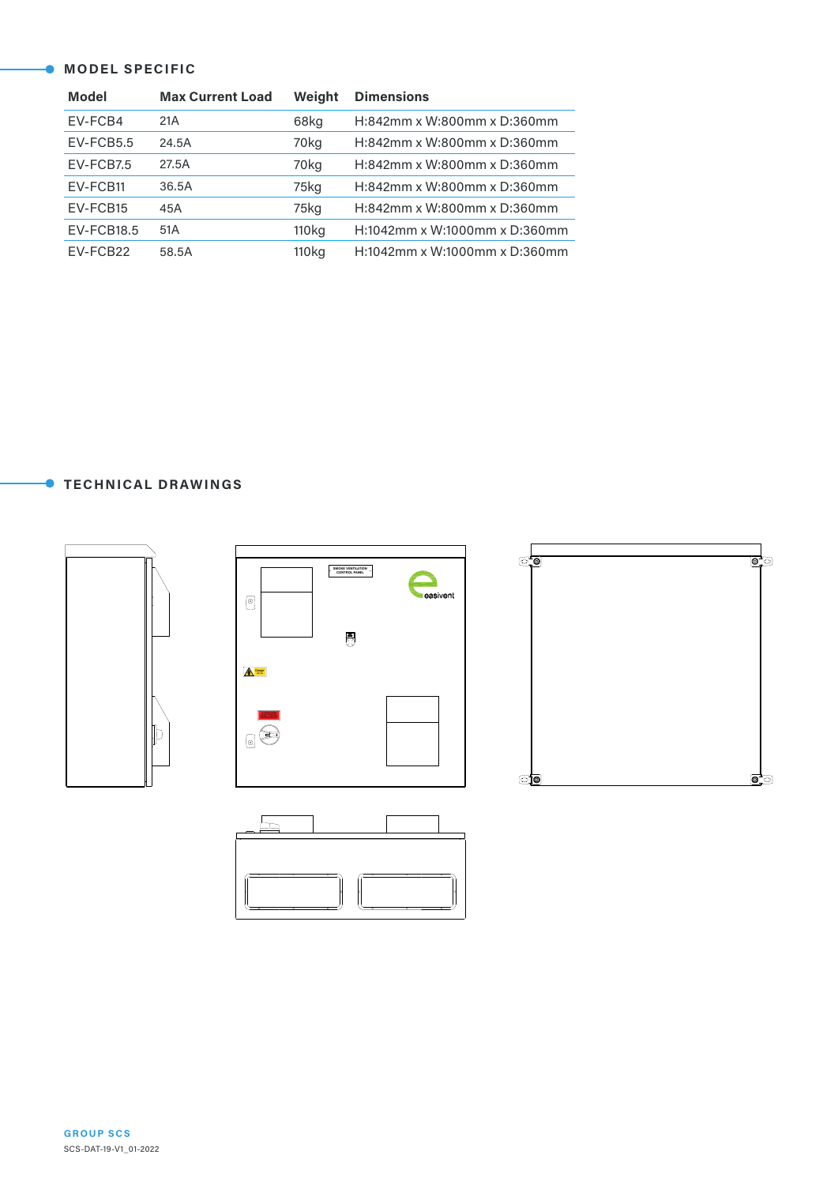## MODEL SPECIFIC

| Model | Max Current Load | Weight | Dimensions |
|---|---|---|---|
| EV-FCB4 | 21A | 68kg | H:842mm x W:800mm x D:360mm |
| EV-FCB5.5 | 24.5A | 70kg | H:842mm x W:800mm x D:360mm |
| EV-FCB7.5 | 27.5A | 70kg | H:842mm x W:800mm x D:360mm |
| EV-FCB11 | 36.5A | 75kg | H:842mm x W:800mm x D:360mm |
| EV-FCB15 | 45A | 75kg | H:842mm x W:800mm x D:360mm |
| EV-FCB18.5 | 51A | 110kg | H:1042mm x W:1000mm x D:360mm |
| EV-FCB22 | 58.5A | 110kg | H:1042mm x W:1000mm x D:360mm |

## TECHNICAL DRAWINGS

GROUP SCS

SCS-DAT-19-V1_01-2022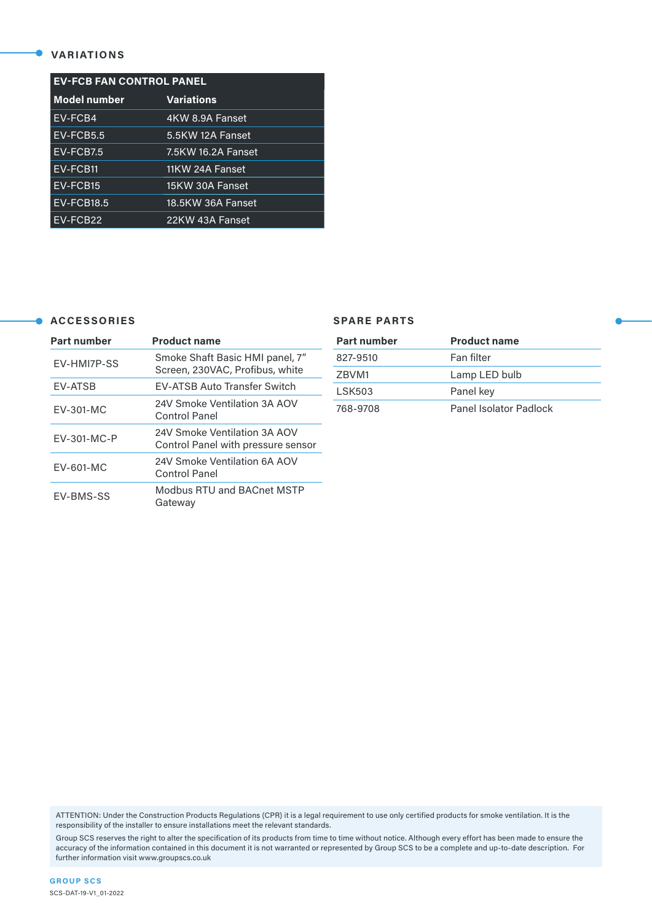## VARIATIONS

| EV-FCB FAN CONTROL PANEL | |
|---|---|
| **Model number** | **Variations** |
| EV-FCB4 | 4KW 8.9A Fanset |
| EV-FCB5.5 | 5.5KW 12A Fanset |
| EV-FCB7.5 | 7.5KW 16.2A Fanset |
| EV-FCB11 | 11KW 24A Fanset |
| EV-FCB15 | 15KW 30A Fanset |
| EV-FCB18.5 | 18.5KW 36A Fanset |
| EV-FCB22 | 22KW 43A Fanset |

## ACCESSORIES

| Part number | Product name |
|---|---|
| EV-HMI7P-SS | Smoke Shaft Basic HMI panel, 7" Screen, 230VAC, Profibus, white |
| EV-ATSB | EV-ATSB Auto Transfer Switch |
| EV-301-MC | 24V Smoke Ventilation 3A AOV Control Panel |
| EV-301-MC-P | 24V Smoke Ventilation 3A AOV Control Panel with pressure sensor |
| EV-601-MC | 24V Smoke Ventilation 6A AOV Control Panel |
| EV-BMS-SS | Modbus RTU and BACnet MSTP Gateway |

## SPARE PARTS

| Part number | Product name |
|---|---|
| 827-9510 | Fan filter |
| ZBVM1 | Lamp LED bulb |
| LSK503 | Panel key |
| 768-9708 | Panel Isolator Padlock |

ATTENTION: Under the Construction Products Regulations (CPR) it is a legal requirement to use only certified products for smoke ventilation. It is the responsibility of the installer to ensure installations meet the relevant standards.

Group SCS reserves the right to alter the specification of its products from time to time without notice. Although every effort has been made to ensure the accuracy of the information contained in this document it is not warranted or represented by Group SCS to be a complete and up-to-date description. For further information visit www.groupscs.co.uk

GROUP SCS

SCS-DAT-19-V1_01-2022